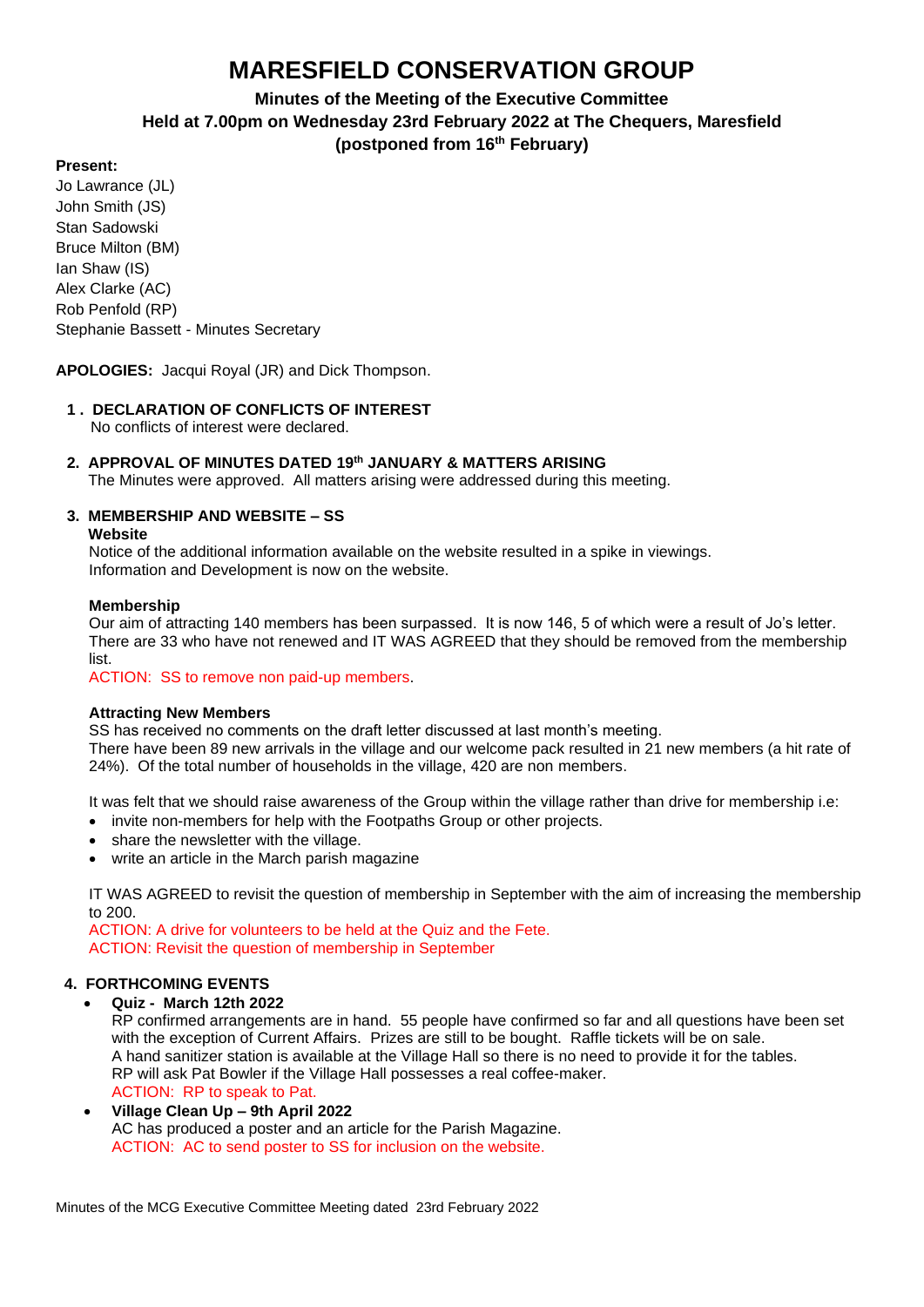# MARESFIELD CONSERVATION GROUP

**Minutes of the Meeting of the Executive Committee**
**Held at 7.00pm on Wednesday 23rd February 2022 at The Chequers, Maresfield**
**(postponed from 16th February)**

**Present:**
Jo Lawrance (JL)
John Smith (JS)
Stan Sadowski
Bruce Milton (BM)
Ian Shaw (IS)
Alex Clarke (AC)
Rob Penfold (RP)
Stephanie Bassett - Minutes Secretary

**APOLOGIES:** Jacqui Royal (JR) and Dick Thompson.

## 1. DECLARATION OF CONFLICTS OF INTEREST

No conflicts of interest were declared.

## 2. APPROVAL OF MINUTES DATED 19th JANUARY & MATTERS ARISING

The Minutes were approved. All matters arising were addressed during this meeting.

## 3. MEMBERSHIP AND WEBSITE – SS

**Website**

Notice of the additional information available on the website resulted in a spike in viewings.
Information and Development is now on the website.

**Membership**

Our aim of attracting 140 members has been surpassed. It is now 146, 5 of which were a result of Jo's letter. There are 33 who have not renewed and IT WAS AGREED that they should be removed from the membership list.

ACTION: SS to remove non paid-up members.

**Attracting New Members**

SS has received no comments on the draft letter discussed at last month's meeting.
There have been 89 new arrivals in the village and our welcome pack resulted in 21 new members (a hit rate of 24%). Of the total number of households in the village, 420 are non members.

It was felt that we should raise awareness of the Group within the village rather than drive for membership i.e:

- invite non-members for help with the Footpaths Group or other projects.
- share the newsletter with the village.
- write an article in the March parish magazine

IT WAS AGREED to revisit the question of membership in September with the aim of increasing the membership to 200.

ACTION: A drive for volunteers to be held at the Quiz and the Fete.
ACTION: Revisit the question of membership in September

## 4. FORTHCOMING EVENTS

- **Quiz - March 12th 2022**
  RP confirmed arrangements are in hand. 55 people have confirmed so far and all questions have been set with the exception of Current Affairs. Prizes are still to be bought. Raffle tickets will be on sale.
  A hand sanitizer station is available at the Village Hall so there is no need to provide it for the tables.
  RP will ask Pat Bowler if the Village Hall possesses a real coffee-maker.
  ACTION: RP to speak to Pat.
- **Village Clean Up – 9th April 2022**
  AC has produced a poster and an article for the Parish Magazine.
  ACTION: AC to send poster to SS for inclusion on the website.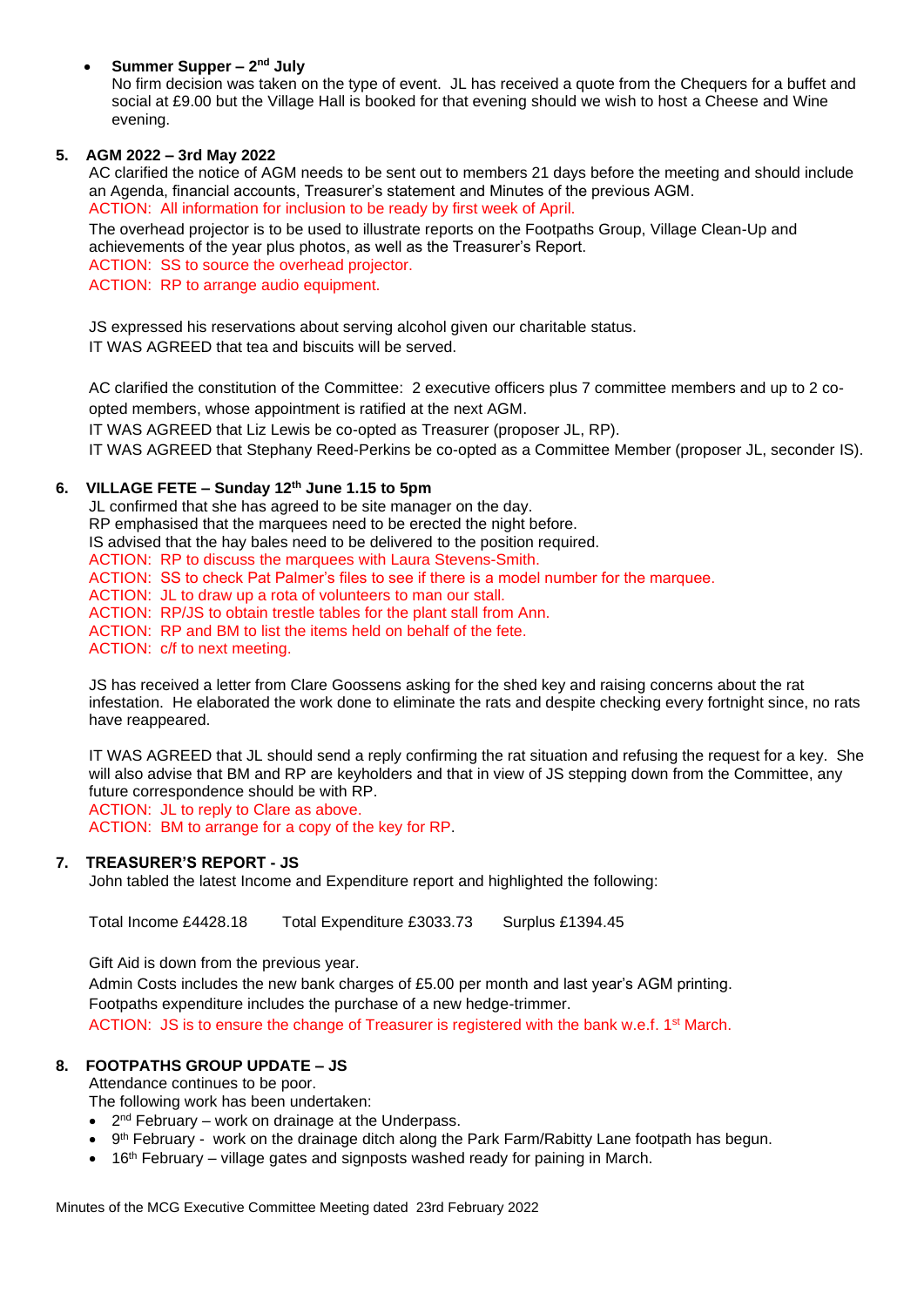- **Summer Supper – 2nd July**
  No firm decision was taken on the type of event. JL has received a quote from the Chequers for a buffet and social at £9.00 but the Village Hall is booked for that evening should we wish to host a Cheese and Wine evening.

**5. AGM 2022 – 3rd May 2022**

AC clarified the notice of AGM needs to be sent out to members 21 days before the meeting and should include an Agenda, financial accounts, Treasurer's statement and Minutes of the previous AGM.
ACTION: All information for inclusion to be ready by first week of April.
The overhead projector is to be used to illustrate reports on the Footpaths Group, Village Clean-Up and achievements of the year plus photos, as well as the Treasurer's Report.
ACTION: SS to source the overhead projector.
ACTION: RP to arrange audio equipment.

JS expressed his reservations about serving alcohol given our charitable status.
IT WAS AGREED that tea and biscuits will be served.

AC clarified the constitution of the Committee: 2 executive officers plus 7 committee members and up to 2 co-opted members, whose appointment is ratified at the next AGM.
IT WAS AGREED that Liz Lewis be co-opted as Treasurer (proposer JL, RP).
IT WAS AGREED that Stephany Reed-Perkins be co-opted as a Committee Member (proposer JL, seconder IS).

**6. VILLAGE FETE – Sunday 12th June 1.15 to 5pm**

JL confirmed that she has agreed to be site manager on the day.
RP emphasised that the marquees need to be erected the night before.
IS advised that the hay bales need to be delivered to the position required.
ACTION: RP to discuss the marquees with Laura Stevens-Smith.
ACTION: SS to check Pat Palmer's files to see if there is a model number for the marquee.
ACTION: JL to draw up a rota of volunteers to man our stall.
ACTION: RP/JS to obtain trestle tables for the plant stall from Ann.
ACTION: RP and BM to list the items held on behalf of the fete.
ACTION: c/f to next meeting.

JS has received a letter from Clare Goossens asking for the shed key and raising concerns about the rat infestation. He elaborated the work done to eliminate the rats and despite checking every fortnight since, no rats have reappeared.

IT WAS AGREED that JL should send a reply confirming the rat situation and refusing the request for a key. She will also advise that BM and RP are keyholders and that in view of JS stepping down from the Committee, any future correspondence should be with RP.
ACTION: JL to reply to Clare as above.
ACTION: BM to arrange for a copy of the key for RP.

**7. TREASURER'S REPORT - JS**

John tabled the latest Income and Expenditure report and highlighted the following:

Total Income £4428.18    Total Expenditure £3033.73    Surplus £1394.45

Gift Aid is down from the previous year.
Admin Costs includes the new bank charges of £5.00 per month and last year's AGM printing.
Footpaths expenditure includes the purchase of a new hedge-trimmer.
ACTION: JS is to ensure the change of Treasurer is registered with the bank w.e.f. 1st March.

**8. FOOTPATHS GROUP UPDATE – JS**

Attendance continues to be poor.
The following work has been undertaken:

- 2nd February – work on drainage at the Underpass.
- 9th February - work on the drainage ditch along the Park Farm/Rabitty Lane footpath has begun.
- 16th February – village gates and signposts washed ready for paining in March.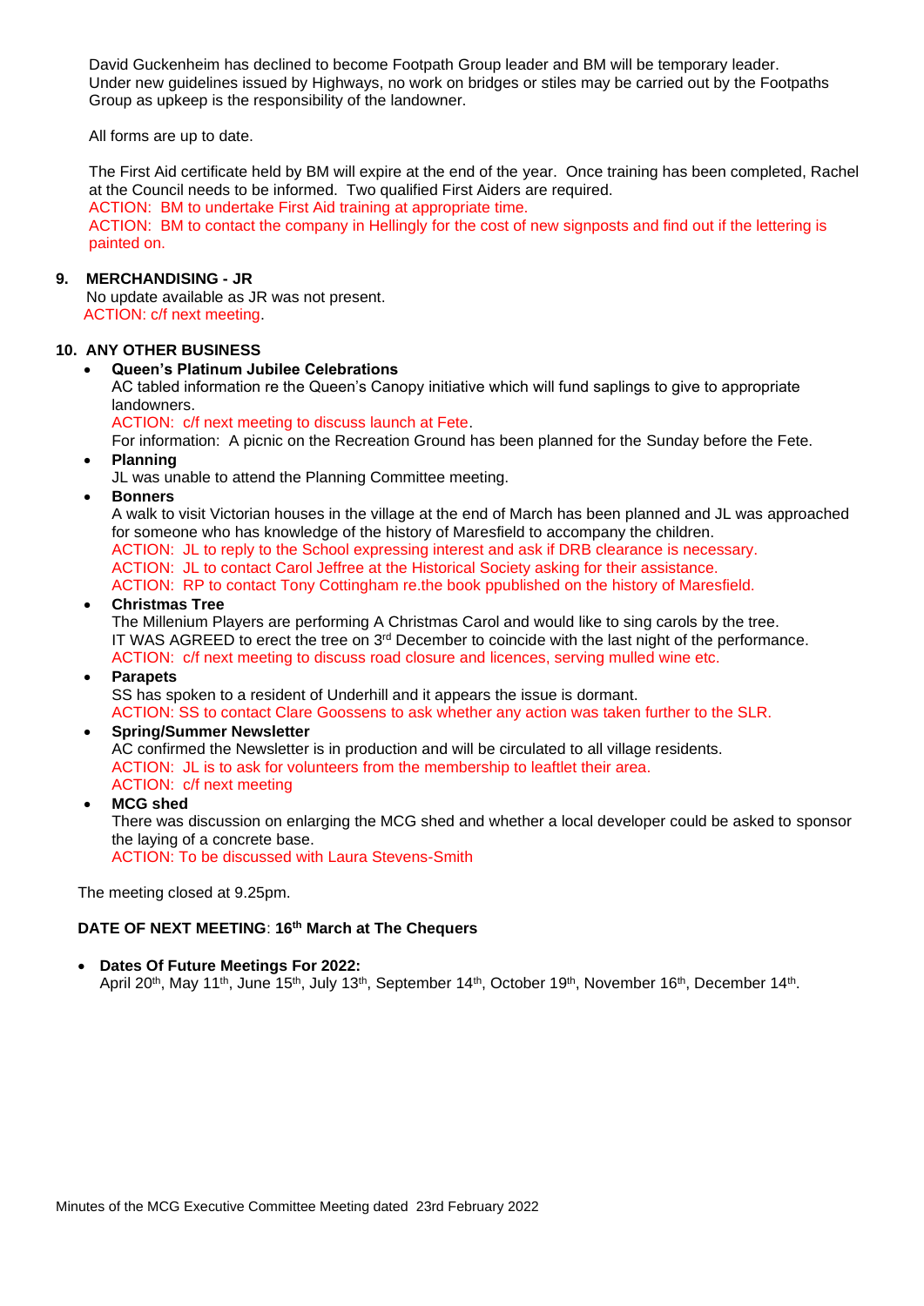David Guckenheim has declined to become Footpath Group leader and BM will be temporary leader. Under new guidelines issued by Highways, no work on bridges or stiles may be carried out by the Footpaths Group as upkeep is the responsibility of the landowner.

All forms are up to date.

The First Aid certificate held by BM will expire at the end of the year. Once training has been completed, Rachel at the Council needs to be informed. Two qualified First Aiders are required.
ACTION: BM to undertake First Aid training at appropriate time.
ACTION: BM to contact the company in Hellingly for the cost of new signposts and find out if the lettering is painted on.

**9. MERCHANDISING - JR**

No update available as JR was not present.
ACTION: c/f next meeting.

**10. ANY OTHER BUSINESS**

- **Queen's Platinum Jubilee Celebrations**
  AC tabled information re the Queen's Canopy initiative which will fund saplings to give to appropriate landowners.
  ACTION: c/f next meeting to discuss launch at Fete.
  For information: A picnic on the Recreation Ground has been planned for the Sunday before the Fete.
- **Planning**
  JL was unable to attend the Planning Committee meeting.
- **Bonners**
  A walk to visit Victorian houses in the village at the end of March has been planned and JL was approached for someone who has knowledge of the history of Maresfield to accompany the children.
  ACTION: JL to reply to the School expressing interest and ask if DRB clearance is necessary.
  ACTION: JL to contact Carol Jeffree at the Historical Society asking for their assistance.
  ACTION: RP to contact Tony Cottingham re.the book ppublished on the history of Maresfield.
- **Christmas Tree**
  The Millenium Players are performing A Christmas Carol and would like to sing carols by the tree.
  IT WAS AGREED to erect the tree on 3rd December to coincide with the last night of the performance.
  ACTION: c/f next meeting to discuss road closure and licences, serving mulled wine etc.
- **Parapets**
  SS has spoken to a resident of Underhill and it appears the issue is dormant.
  ACTION: SS to contact Clare Goossens to ask whether any action was taken further to the SLR.
- **Spring/Summer Newsletter**
  AC confirmed the Newsletter is in production and will be circulated to all village residents.
  ACTION: JL is to ask for volunteers from the membership to leaftlet their area.
  ACTION: c/f next meeting
- **MCG shed**
  There was discussion on enlarging the MCG shed and whether a local developer could be asked to sponsor the laying of a concrete base.
  ACTION: To be discussed with Laura Stevens-Smith

The meeting closed at 9.25pm.

**DATE OF NEXT MEETING**: **16th March at The Chequers**

- **Dates Of Future Meetings For 2022:**
  April 20th, May 11th, June 15th, July 13th, September 14th, October 19th, November 16th, December 14th.